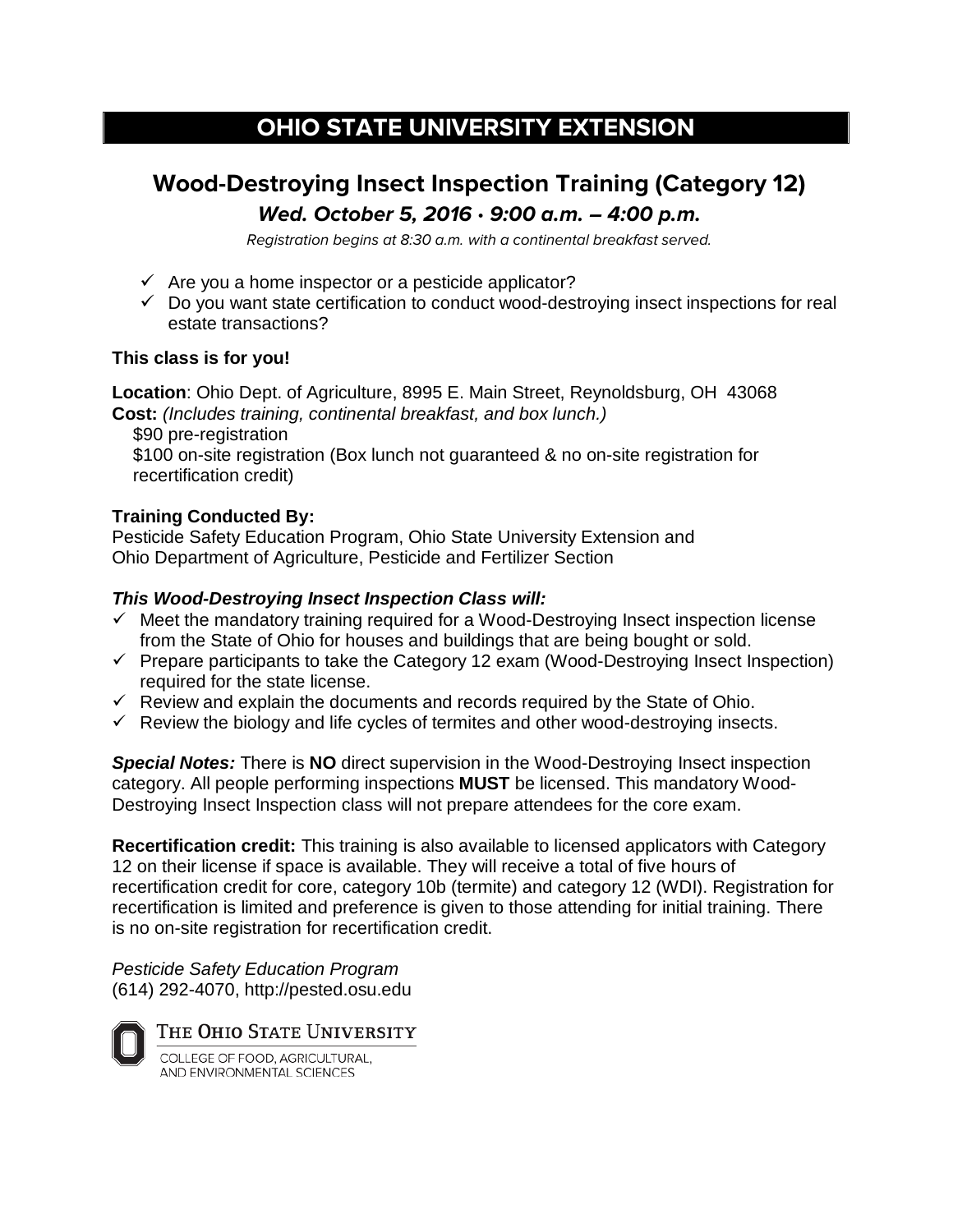# OHIO STATE UNIVERSITY EXTENSION

## Wood-Destroying Insect Inspection Training (Category 12)

### *Wed. October 5, 2016 · 9:00 a.m. – 4:00 p.m.*

*Registration begins at 8:30 a.m. with a continental breakfast served.*

- ✓ Are you a home inspector or a pesticide applicator?
- ✓ Do you want state certification to conduct wood-destroying insect inspections for real estate transactions?

**This class is for you!**

**Location**: Ohio Dept. of Agriculture, 8995 E. Main Street, Reynoldsburg, OH 43068
**Cost:** *(Includes training, continental breakfast, and box lunch.)*
$90 pre-registration
$100 on-site registration (Box lunch not guaranteed & no on-site registration for recertification credit)

**Training Conducted By:**
Pesticide Safety Education Program, Ohio State University Extension and
Ohio Department of Agriculture, Pesticide and Fertilizer Section

***This Wood-Destroying Insect Inspection Class will:***

- ✓ Meet the mandatory training required for a Wood-Destroying Insect inspection license from the State of Ohio for houses and buildings that are being bought or sold.
- ✓ Prepare participants to take the Category 12 exam (Wood-Destroying Insect Inspection) required for the state license.
- ✓ Review and explain the documents and records required by the State of Ohio.
- ✓ Review the biology and life cycles of termites and other wood-destroying insects.

***Special Notes:*** There is **NO** direct supervision in the Wood-Destroying Insect inspection category. All people performing inspections **MUST** be licensed. This mandatory Wood-Destroying Insect Inspection class will not prepare attendees for the core exam.

**Recertification credit:** This training is also available to licensed applicators with Category 12 on their license if space is available. They will receive a total of five hours of recertification credit for core, category 10b (termite) and category 12 (WDI). Registration for recertification is limited and preference is given to those attending for initial training. There is no on-site registration for recertification credit.

*Pesticide Safety Education Program*
(614) 292-4070, http://pested.osu.edu

THE OHIO STATE UNIVERSITY
COLLEGE OF FOOD, AGRICULTURAL, AND ENVIRONMENTAL SCIENCES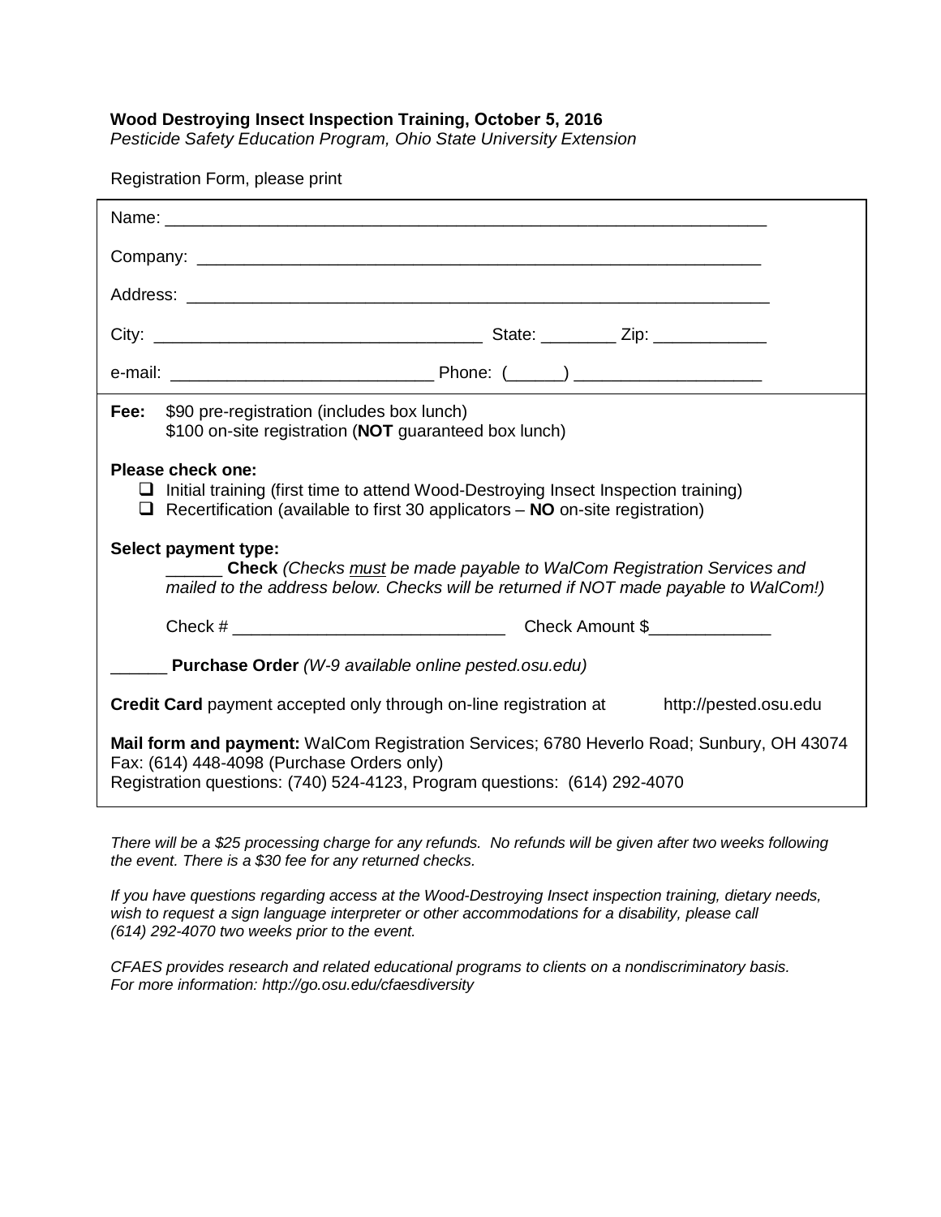**Wood Destroying Insect Inspection Training, October 5, 2016**
*Pesticide Safety Education Program, Ohio State University Extension*

Registration Form, please print

Name: ____________________________________________________________

Company: ________________________________________________________

Address: _________________________________________________________

City: ______________________________ State: ________ Zip: ____________

e-mail: ________________________ Phone: (______) ____________________

**Fee:** $90 pre-registration (includes box lunch)
$100 on-site registration (**NOT** guaranteed box lunch)

**Please check one:**

- ❑ Initial training (first time to attend Wood-Destroying Insect Inspection training)
- ❑ Recertification (available to first 30 applicators – **NO** on-site registration)

**Select payment type:**

______ **Check** *(Checks must be made payable to WalCom Registration Services and mailed to the address below. Checks will be returned if NOT made payable to WalCom!)*

Check # ___________________________ Check Amount $_____________

______ **Purchase Order** *(W-9 available online pested.osu.edu)*

**Credit Card** payment accepted only through on-line registration at http://pested.osu.edu

**Mail form and payment:** WalCom Registration Services; 6780 Heverlo Road; Sunbury, OH 43074
Fax: (614) 448-4098 (Purchase Orders only)
Registration questions: (740) 524-4123, Program questions: (614) 292-4070

*There will be a $25 processing charge for any refunds. No refunds will be given after two weeks following the event. There is a $30 fee for any returned checks.*

*If you have questions regarding access at the Wood-Destroying Insect inspection training, dietary needs, wish to request a sign language interpreter or other accommodations for a disability, please call (614) 292-4070 two weeks prior to the event.*

*CFAES provides research and related educational programs to clients on a nondiscriminatory basis. For more information: http://go.osu.edu/cfaesdiversity*